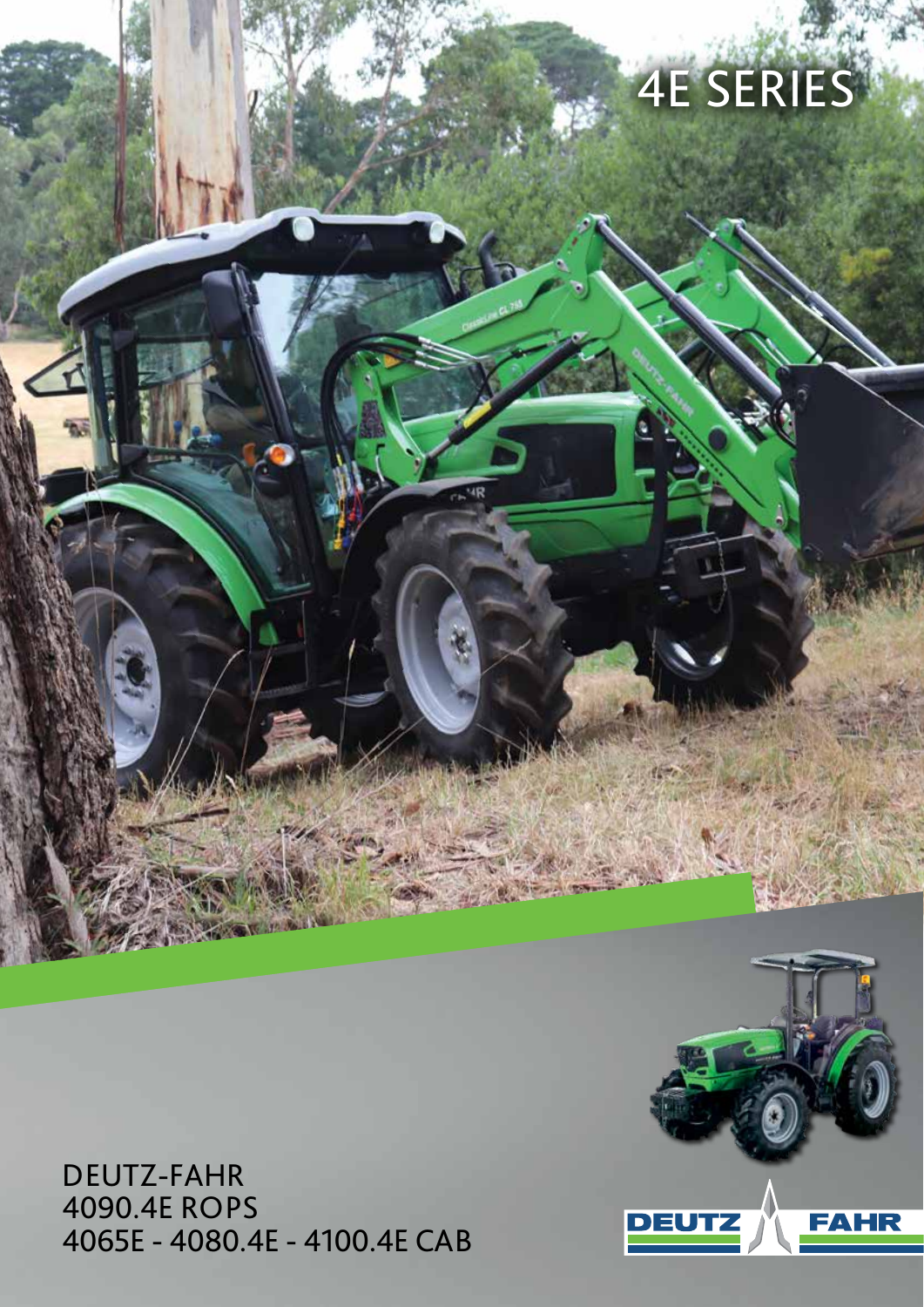# 4E SERIES

DEUTZ-FAHR
4090.4E ROPS
4065E - 4080.4E - 4100.4E CAB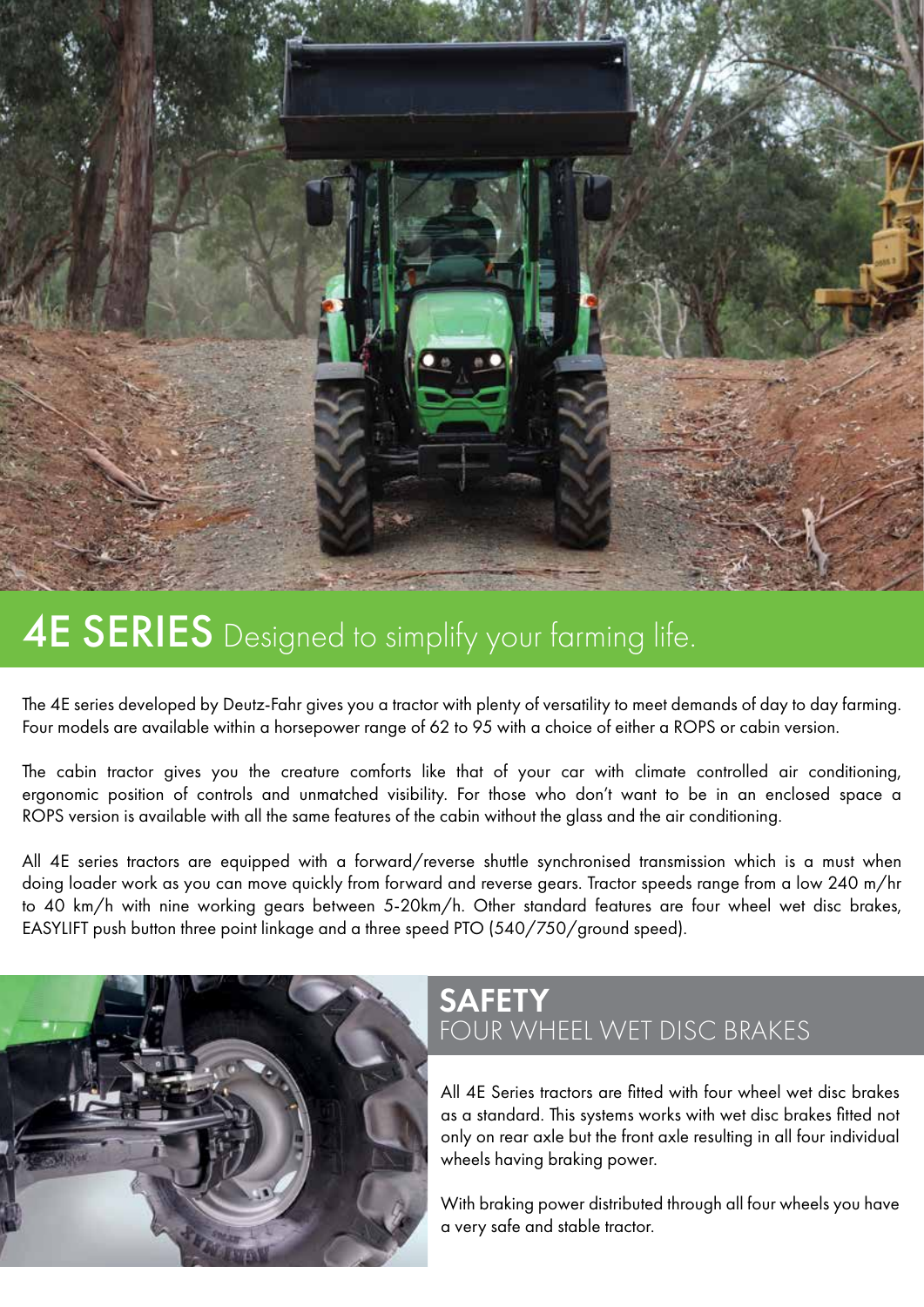# 4E SERIES Designed to simplify your farming life.

The 4E series developed by Deutz-Fahr gives you a tractor with plenty of versatility to meet demands of day to day farming. Four models are available within a horsepower range of 62 to 95 with a choice of either a ROPS or cabin version.

The cabin tractor gives you the creature comforts like that of your car with climate controlled air conditioning, ergonomic position of controls and unmatched visibility. For those who don't want to be in an enclosed space a ROPS version is available with all the same features of the cabin without the glass and the air conditioning.

All 4E series tractors are equipped with a forward/reverse shuttle synchronised transmission which is a must when doing loader work as you can move quickly from forward and reverse gears. Tractor speeds range from a low 240 m/hr to 40 km/h with nine working gears between 5-20km/h. Other standard features are four wheel wet disc brakes, EASYLIFT push button three point linkage and a three speed PTO (540/750/ground speed).

## SAFETY
### FOUR WHEEL WET DISC BRAKES

All 4E Series tractors are fitted with four wheel wet disc brakes as a standard. This systems works with wet disc brakes fitted not only on rear axle but the front axle resulting in all four individual wheels having braking power.

With braking power distributed through all four wheels you have a very safe and stable tractor.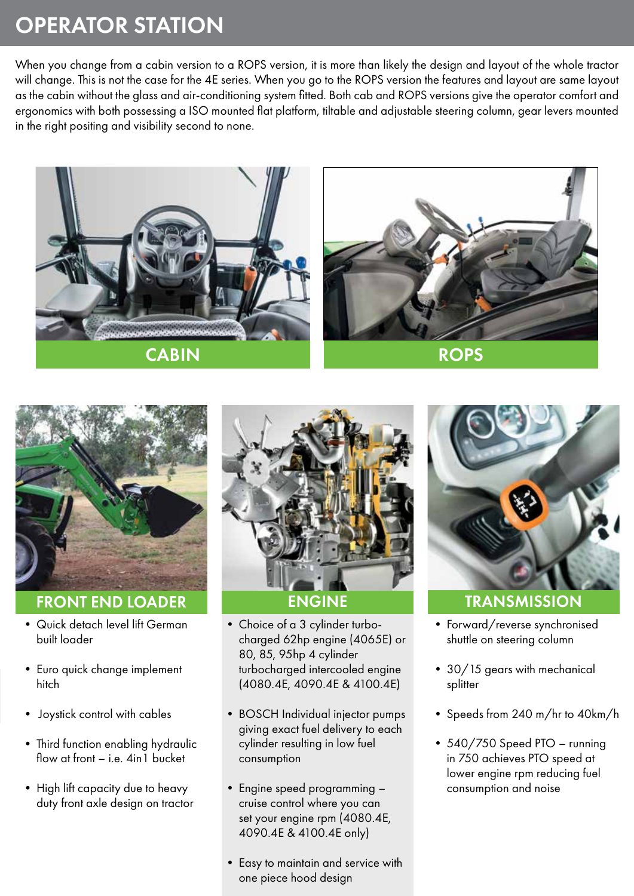# OPERATOR STATION

When you change from a cabin version to a ROPS version, it is more than likely the design and layout of the whole tractor will change. This is not the case for the 4E series. When you go to the ROPS version the features and layout are same layout as the cabin without the glass and air-conditioning system fitted. Both cab and ROPS versions give the operator comfort and ergonomics with both possessing a ISO mounted flat platform, tiltable and adjustable steering column, gear levers mounted in the right positing and visibility second to none.

CABIN

ROPS

## FRONT END LOADER

- Quick detach level lift German built loader
- Euro quick change implement hitch
- Joystick control with cables
- Third function enabling hydraulic flow at front – i.e. 4in1 bucket
- High lift capacity due to heavy duty front axle design on tractor

## ENGINE

- Choice of a 3 cylinder turbo-charged 62hp engine (4065E) or 80, 85, 95hp 4 cylinder turbocharged intercooled engine (4080.4E, 4090.4E & 4100.4E)
- BOSCH Individual injector pumps giving exact fuel delivery to each cylinder resulting in low fuel consumption
- Engine speed programming – cruise control where you can set your engine rpm (4080.4E, 4090.4E & 4100.4E only)
- Easy to maintain and service with one piece hood design

## TRANSMISSION

- Forward/reverse synchronised shuttle on steering column
- 30/15 gears with mechanical splitter
- Speeds from 240 m/hr to 40km/h
- 540/750 Speed PTO – running in 750 achieves PTO speed at lower engine rpm reducing fuel consumption and noise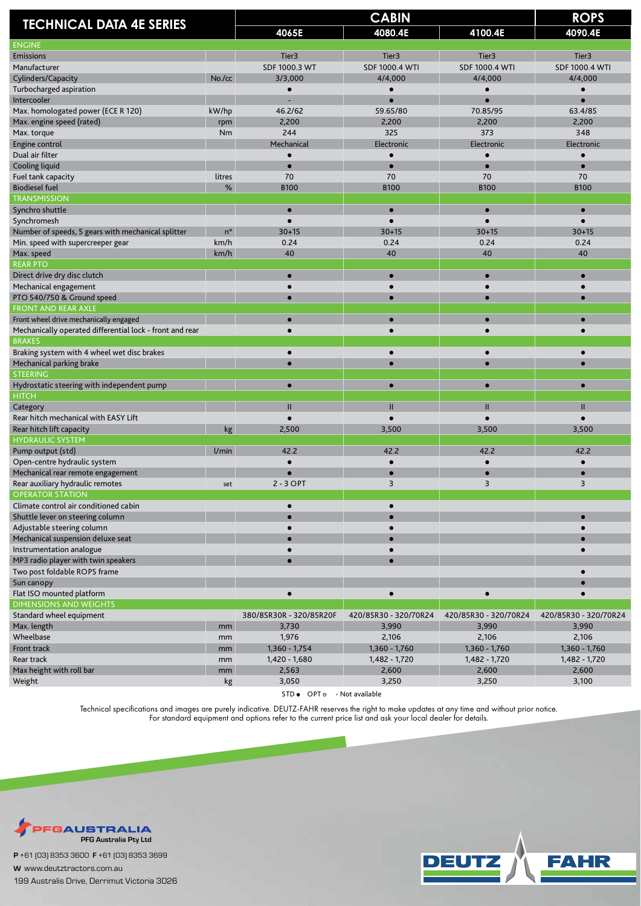| TECHNICAL DATA 4E SERIES | | CABIN | | | ROPS |
|---|---|---|---|---|---|
| | | 4065E | 4080.4E | 4100.4E | 4090.4E |
| **ENGINE** | | | | | |
| Emissions | | Tier3 | Tier3 | Tier3 | Tier3 |
| Manufacturer | | SDF 1000.3 WT | SDF 1000.4 WTI | SDF 1000.4 WTI | SDF 1000.4 WTI |
| Cylinders/Capacity | No./cc | 3/3,000 | 4/4,000 | 4/4,000 | 4/4,000 |
| Turbocharged aspiration | | ● | ● | ● | ● |
| Intercooler | | - | ● | ● | ● |
| Max. homologated power (ECE R 120) | kW/hp | 46.2/62 | 59.65/80 | 70.85/95 | 63.4/85 |
| Max. engine speed (rated) | rpm | 2,200 | 2,200 | 2,200 | 2,200 |
| Max. torque | Nm | 244 | 325 | 373 | 348 |
| Engine control | | Mechanical | Electronic | Electronic | Electronic |
| Dual air filter | | ● | ● | ● | ● |
| Cooling liquid | | ● | ● | ● | ● |
| Fuel tank capacity | litres | 70 | 70 | 70 | 70 |
| Biodiesel fuel | % | B100 | B100 | B100 | B100 |
| **TRANSMISSION** | | | | | |
| Synchro shuttle | | ● | ● | ● | ● |
| Synchromesh | | ● | ● | ● | ● |
| Number of speeds, 5 gears with mechanical splitter | n° | 30+15 | 30+15 | 30+15 | 30+15 |
| Min. speed with supercreeper gear | km/h | 0.24 | 0.24 | 0.24 | 0.24 |
| Max. speed | km/h | 40 | 40 | 40 | 40 |
| **REAR PTO** | | | | | |
| Direct drive dry disc clutch | | ● | ● | ● | ● |
| Mechanical engagement | | ● | ● | ● | ● |
| PTO 540/750 & Ground speed | | ● | ● | ● | ● |
| **FRONT AND REAR AXLE** | | | | | |
| Front wheel drive mechanically engaged | | ● | ● | ● | ● |
| Mechanically operated differential lock - front and rear | | ● | ● | ● | ● |
| **BRAKES** | | | | | |
| Braking system with 4 wheel wet disc brakes | | ● | ● | ● | ● |
| Mechanical parking brake | | ● | ● | ● | ● |
| **STEERING** | | | | | |
| Hydrostatic steering with independent pump | | ● | ● | ● | ● |
| **HITCH** | | | | | |
| Category | | II | II | II | II |
| Rear hitch mechanical with EASY Lift | | ● | ● | ● | ● |
| Rear hitch lift capacity | kg | 2,500 | 3,500 | 3,500 | 3,500 |
| **HYDRAULIC SYSTEM** | | | | | |
| Pump output (std) | l/min | 42.2 | 42.2 | 42.2 | 42.2 |
| Open-centre hydraulic system | | ● | ● | ● | ● |
| Mechanical rear remote engagement | | ● | ● | ● | ● |
| Rear auxiliary hydraulic remotes | set | 2 - 3 OPT | 3 | 3 | 3 |
| **OPERATOR STATION** | | | | | |
| Climate control air conditioned cabin | | ● | ● | | |
| Shuttle lever on steering column | | ● | ● | | ● |
| Adjustable steering column | | ● | ● | | ● |
| Mechanical suspension deluxe seat | | ● | ● | | ● |
| Instrumentation analogue | | ● | ● | | ● |
| MP3 radio player with twin speakers | | ● | ● | | |
| Two post foldable ROPS frame | | | | | ● |
| Sun canopy | | | | | ● |
| Flat ISO mounted platform | | ● | ● | ● | ● |
| **DIMENSIONS AND WEIGHTS** | | | | | |
| Standard wheel equipment | | 380/85R30R - 320/85R20F | 420/85R30 - 320/70R24 | 420/85R30 - 320/70R24 | 420/85R30 - 320/70R24 |
| Max. length | mm | 3,730 | 3,990 | 3,990 | 3,990 |
| Wheelbase | mm | 1,976 | 2,106 | 2,106 | 2,106 |
| Front track | mm | 1,360 - 1,754 | 1,360 - 1,760 | 1,360 - 1,760 | 1,360 - 1,760 |
| Rear track | mm | 1,420 - 1,680 | 1,482 - 1,720 | 1,482 - 1,720 | 1,482 - 1,720 |
| Max height with roll bar | mm | 2,563 | 2,600 | 2,600 | 2,600 |
| Weight | kg | 3,050 | 3,250 | 3,250 | 3,100 |

STD ● OPT ○ - Not available

Technical specifications and images are purely indicative. DEUTZ-FAHR reserves the right to make updates at any time and without prior notice.
For standard equipment and options refer to the current price list and ask your local dealer for details.

PFG AUSTRALIA
PFG Australia Pty Ltd

**P** +61 (03) 8353 3600 **F** +61 (03) 8353 3699
**W** www.deutztractors.com.au
199 Australis Drive, Derrimut Victoria 3026

DEUTZ FAHR